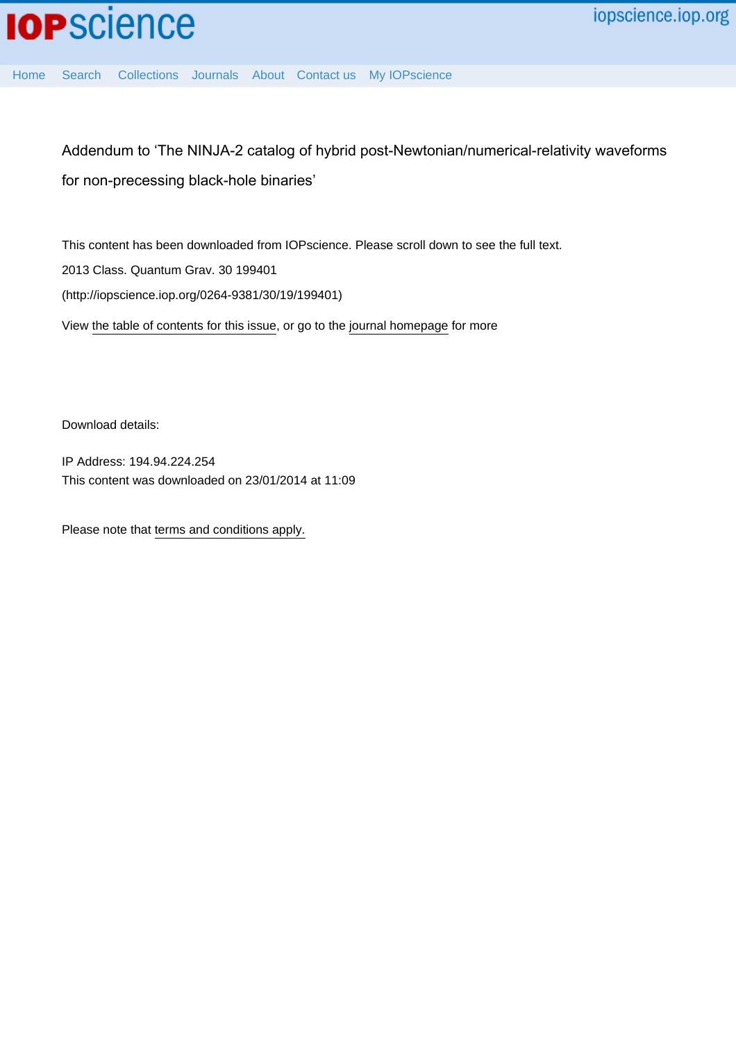Addendum to 'The NINJA-2 catalog of hybrid post-Newtonian/numerical-relativity waveforms for non-precessing black-hole binaries'

This content has been downloaded from IOPscience. Please scroll down to see the full text.

2013 Class. Quantum Grav. 30 199401

(http://iopscience.iop.org/0264-9381/30/19/199401)

View the table of contents for this issue, or go to the journal homepage for more

Download details:

IP Address: 194.94.224.254

This content was downloaded on 23/01/2014 at 11:09

Please note that terms and conditions apply.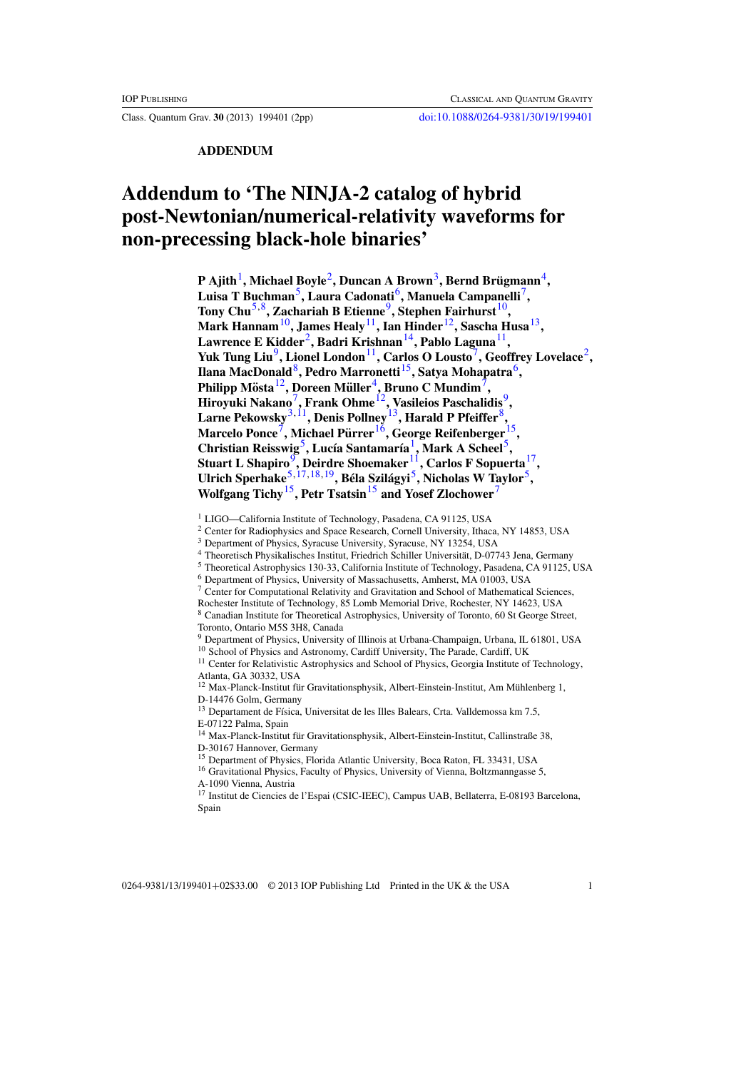ADDENDUM

# Addendum to 'The NINJA-2 catalog of hybrid post-Newtonian/numerical-relativity waveforms for non-precessing black-hole binaries'

**P Ajith[1], Michael Boyle[2], Duncan A Brown[3], Bernd Brügmann[4], Luisa T Buchman[5], Laura Cadonati[6], Manuela Campanelli[7], Tony Chu[5,8], Zachariah B Etienne[9], Stephen Fairhurst[10], Mark Hannam[10], James Healy[11], Ian Hinder[12], Sascha Husa[13], Lawrence E Kidder[2], Badri Krishnan[14], Pablo Laguna[11], Yuk Tung Liu[9], Lionel London[11], Carlos O Lousto[7], Geoffrey Lovelace[2], Ilana MacDonald[8], Pedro Marronetti[15], Satya Mohapatra[6], Philipp Mösta[12], Doreen Müller[4], Bruno C Mundim[7], Hiroyuki Nakano[7], Frank Ohme[12], Vasileios Paschalidis[9], Larne Pekowsky[3,11], Denis Pollney[13], Harald P Pfeiffer[8], Marcelo Ponce[7], Michael Pürrer[16], George Reifenberger[15], Christian Reisswig[5], Lucía Santamaría[1], Mark A Scheel[5], Stuart L Shapiro[9], Deirdre Shoemaker[11], Carlos F Sopuerta[17], Ulrich Sperhake[5,17,18,19], Béla Szilágyi[5], Nicholas W Taylor[5], Wolfgang Tichy[15], Petr Tsatsin[15] and Yosef Zlochower[7]**

[1] LIGO—California Institute of Technology, Pasadena, CA 91125, USA
[2] Center for Radiophysics and Space Research, Cornell University, Ithaca, NY 14853, USA
[3] Department of Physics, Syracuse University, Syracuse, NY 13254, USA
[4] Theoretisch Physikalisches Institut, Friedrich Schiller Universität, D-07743 Jena, Germany
[5] Theoretical Astrophysics 130-33, California Institute of Technology, Pasadena, CA 91125, USA
[6] Department of Physics, University of Massachusetts, Amherst, MA 01003, USA
[7] Center for Computational Relativity and Gravitation and School of Mathematical Sciences, Rochester Institute of Technology, 85 Lomb Memorial Drive, Rochester, NY 14623, USA
[8] Canadian Institute for Theoretical Astrophysics, University of Toronto, 60 St George Street, Toronto, Ontario M5S 3H8, Canada
[9] Department of Physics, University of Illinois at Urbana-Champaign, Urbana, IL 61801, USA
[10] School of Physics and Astronomy, Cardiff University, The Parade, Cardiff, UK
[11] Center for Relativistic Astrophysics and School of Physics, Georgia Institute of Technology, Atlanta, GA 30332, USA
[12] Max-Planck-Institut für Gravitationsphysik, Albert-Einstein-Institut, Am Mühlenberg 1, D-14476 Golm, Germany
[13] Departament de Física, Universitat de les Illes Balears, Crta. Valldemossa km 7.5, E-07122 Palma, Spain
[14] Max-Planck-Institut für Gravitationsphysik, Albert-Einstein-Institut, Callinstraße 38, D-30167 Hannover, Germany
[15] Department of Physics, Florida Atlantic University, Boca Raton, FL 33431, USA
[16] Gravitational Physics, Faculty of Physics, University of Vienna, Boltzmanngasse 5, A-1090 Vienna, Austria
[17] Institut de Ciencies de l'Espai (CSIC-IEEC), Campus UAB, Bellaterra, E-08193 Barcelona, Spain

0264-9381/13/199401+02$33.00 © 2013 IOP Publishing Ltd Printed in the UK & the USA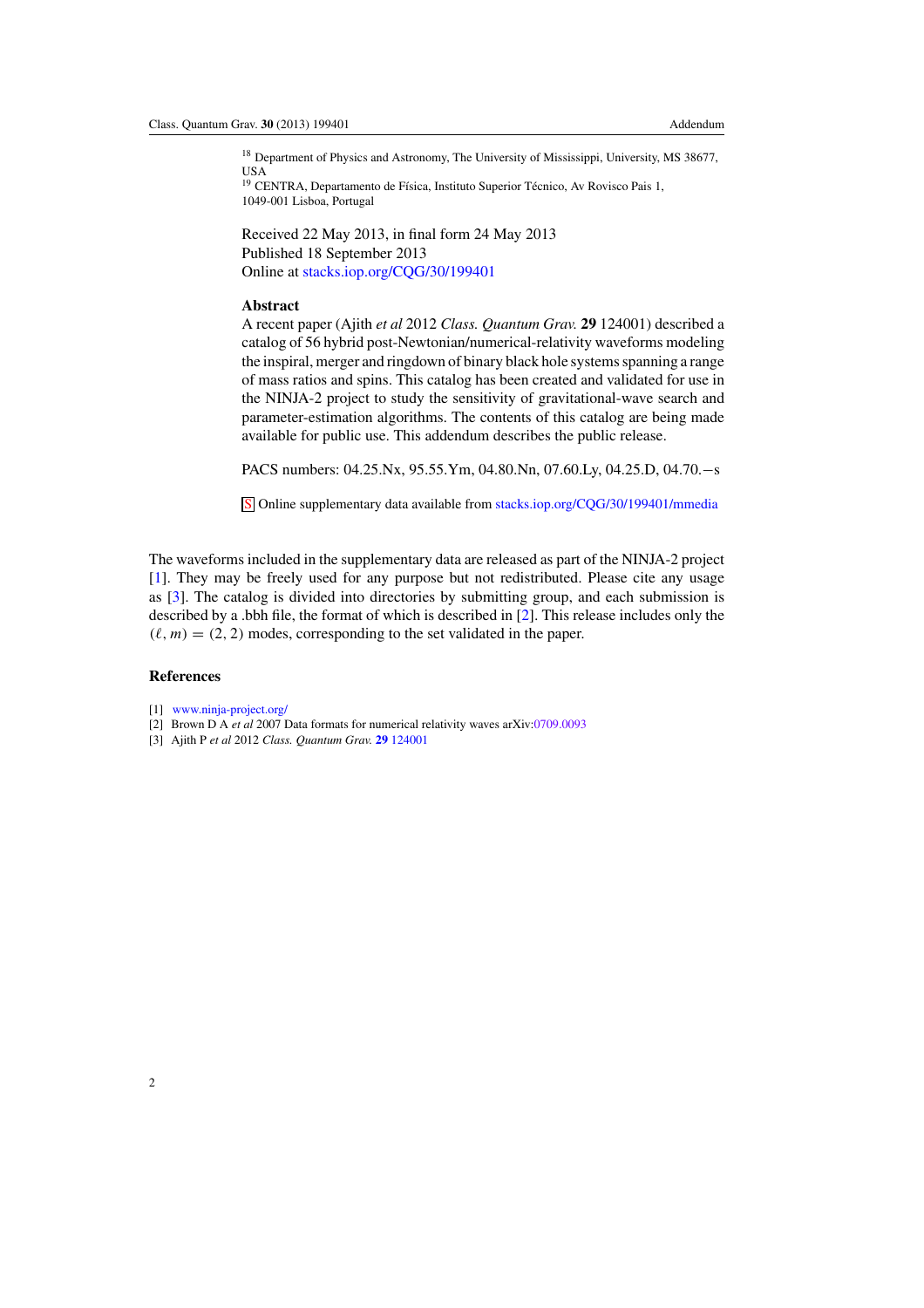[18] Department of Physics and Astronomy, The University of Mississippi, University, MS 38677, USA

[19] CENTRA, Departamento de Física, Instituto Superior Técnico, Av Rovisco Pais 1, 1049-001 Lisboa, Portugal

Received 22 May 2013, in final form 24 May 2013
Published 18 September 2013
Online at stacks.iop.org/CQG/30/199401

## Abstract

A recent paper (Ajith *et al* 2012 *Class. Quantum Grav.* **29** 124001) described a catalog of 56 hybrid post-Newtonian/numerical-relativity waveforms modeling the inspiral, merger and ringdown of binary black hole systems spanning a range of mass ratios and spins. This catalog has been created and validated for use in the NINJA-2 project to study the sensitivity of gravitational-wave search and parameter-estimation algorithms. The contents of this catalog are being made available for public use. This addendum describes the public release.

PACS numbers: 04.25.Nx, 95.55.Ym, 04.80.Nn, 07.60.Ly, 04.25.D, 04.70.−s

S Online supplementary data available from stacks.iop.org/CQG/30/199401/mmedia

The waveforms included in the supplementary data are released as part of the NINJA-2 project [1]. They may be freely used for any purpose but not redistributed. Please cite any usage as [3]. The catalog is divided into directories by submitting group, and each submission is described by a .bbh file, the format of which is described in [2]. This release includes only the $(\ell, m) = (2, 2)$ modes, corresponding to the set validated in the paper.

## References

[1] www.ninja-project.org/

[2] Brown D A *et al* 2007 Data formats for numerical relativity waves arXiv:0709.0093

[3] Ajith P *et al* 2012 *Class. Quantum Grav.* **29** 124001